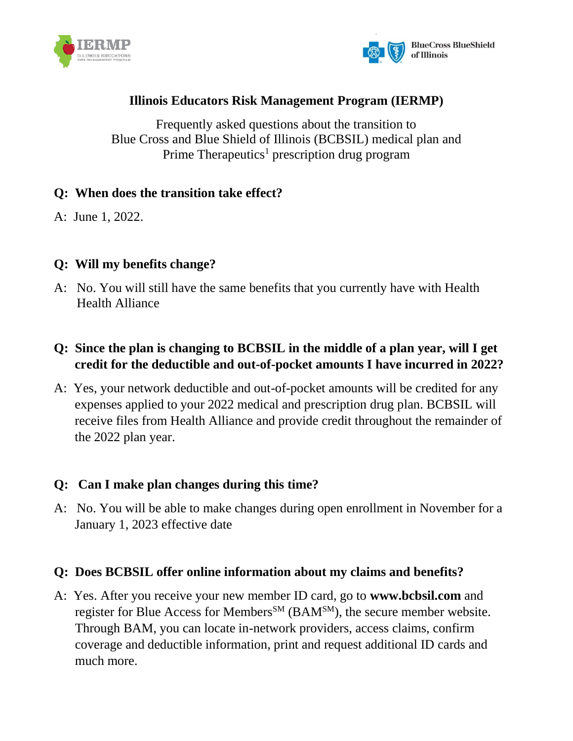# Illinois Educators Risk Management Program (IERMP)

Frequently asked questions about the transition to
Blue Cross and Blue Shield of Illinois (BCBSIL) medical plan and
Prime Therapeutics[1] prescription drug program

**Q: When does the transition take effect?**

A: June 1, 2022.

**Q: Will my benefits change?**

A: No. You will still have the same benefits that you currently have with Health Health Alliance

**Q: Since the plan is changing to BCBSIL in the middle of a plan year, will I get credit for the deductible and out-of-pocket amounts I have incurred in 2022?**

A: Yes, your network deductible and out-of-pocket amounts will be credited for any expenses applied to your 2022 medical and prescription drug plan. BCBSIL will receive files from Health Alliance and provide credit throughout the remainder of the 2022 plan year.

**Q: Can I make plan changes during this time?**

A: No. You will be able to make changes during open enrollment in November for a January 1, 2023 effective date

**Q: Does BCBSIL offer online information about my claims and benefits?**

A: Yes. After you receive your new member ID card, go to **www.bcbsil.com** and register for Blue Access for Members[SM] (BAM[SM]), the secure member website. Through BAM, you can locate in-network providers, access claims, confirm coverage and deductible information, print and request additional ID cards and much more.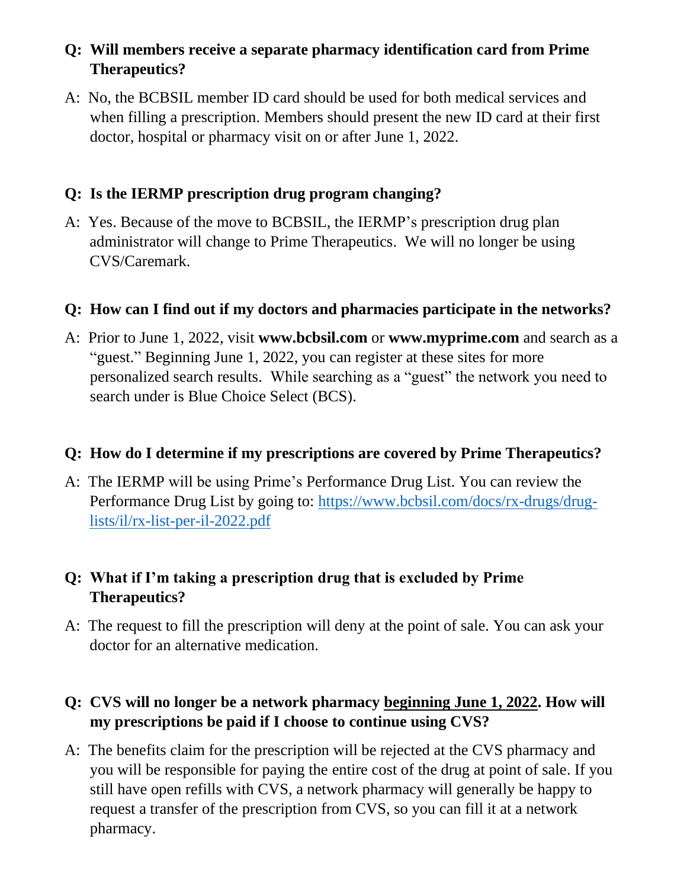**Q: Will members receive a separate pharmacy identification card from Prime Therapeutics?**

A: No, the BCBSIL member ID card should be used for both medical services and when filling a prescription. Members should present the new ID card at their first doctor, hospital or pharmacy visit on or after June 1, 2022.

**Q: Is the IERMP prescription drug program changing?**

A: Yes. Because of the move to BCBSIL, the IERMP's prescription drug plan administrator will change to Prime Therapeutics. We will no longer be using CVS/Caremark.

**Q: How can I find out if my doctors and pharmacies participate in the networks?**

A: Prior to June 1, 2022, visit **www.bcbsil.com** or **www.myprime.com** and search as a "guest." Beginning June 1, 2022, you can register at these sites for more personalized search results. While searching as a "guest" the network you need to search under is Blue Choice Select (BCS).

**Q: How do I determine if my prescriptions are covered by Prime Therapeutics?**

A: The IERMP will be using Prime's Performance Drug List. You can review the Performance Drug List by going to: [https://www.bcbsil.com/docs/rx-drugs/drug-lists/il/rx-list-per-il-2022.pdf](https://www.bcbsil.com/docs/rx-drugs/drug-lists/il/rx-list-per-il-2022.pdf)

**Q: What if I'm taking a prescription drug that is excluded by Prime Therapeutics?**

A: The request to fill the prescription will deny at the point of sale. You can ask your doctor for an alternative medication.

**Q: CVS will no longer be a network pharmacy <u>beginning June 1, 2022</u>. How will my prescriptions be paid if I choose to continue using CVS?**

A: The benefits claim for the prescription will be rejected at the CVS pharmacy and you will be responsible for paying the entire cost of the drug at point of sale. If you still have open refills with CVS, a network pharmacy will generally be happy to request a transfer of the prescription from CVS, so you can fill it at a network pharmacy.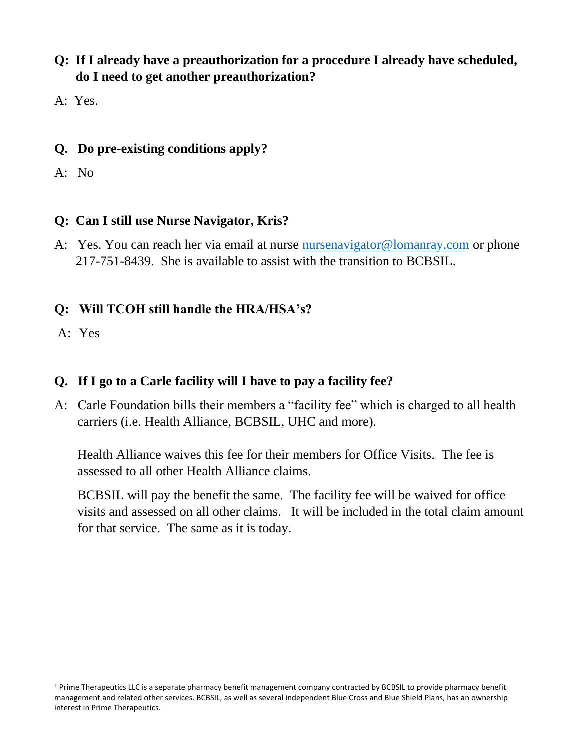**Q: If I already have a preauthorization for a procedure I already have scheduled, do I need to get another preauthorization?**

A: Yes.

**Q. Do pre-existing conditions apply?**

A: No

**Q: Can I still use Nurse Navigator, Kris?**

A: Yes. You can reach her via email at nurse nursenavigator@lomanray.com or phone 217-751-8439. She is available to assist with the transition to BCBSIL.

**Q: Will TCOH still handle the HRA/HSA's?**

A: Yes

**Q. If I go to a Carle facility will I have to pay a facility fee?**

A: Carle Foundation bills their members a "facility fee" which is charged to all health carriers (i.e. Health Alliance, BCBSIL, UHC and more).

Health Alliance waives this fee for their members for Office Visits. The fee is assessed to all other Health Alliance claims.

BCBSIL will pay the benefit the same. The facility fee will be waived for office visits and assessed on all other claims. It will be included in the total claim amount for that service. The same as it is today.

[1] Prime Therapeutics LLC is a separate pharmacy benefit management company contracted by BCBSIL to provide pharmacy benefit management and related other services. BCBSIL, as well as several independent Blue Cross and Blue Shield Plans, has an ownership interest in Prime Therapeutics.